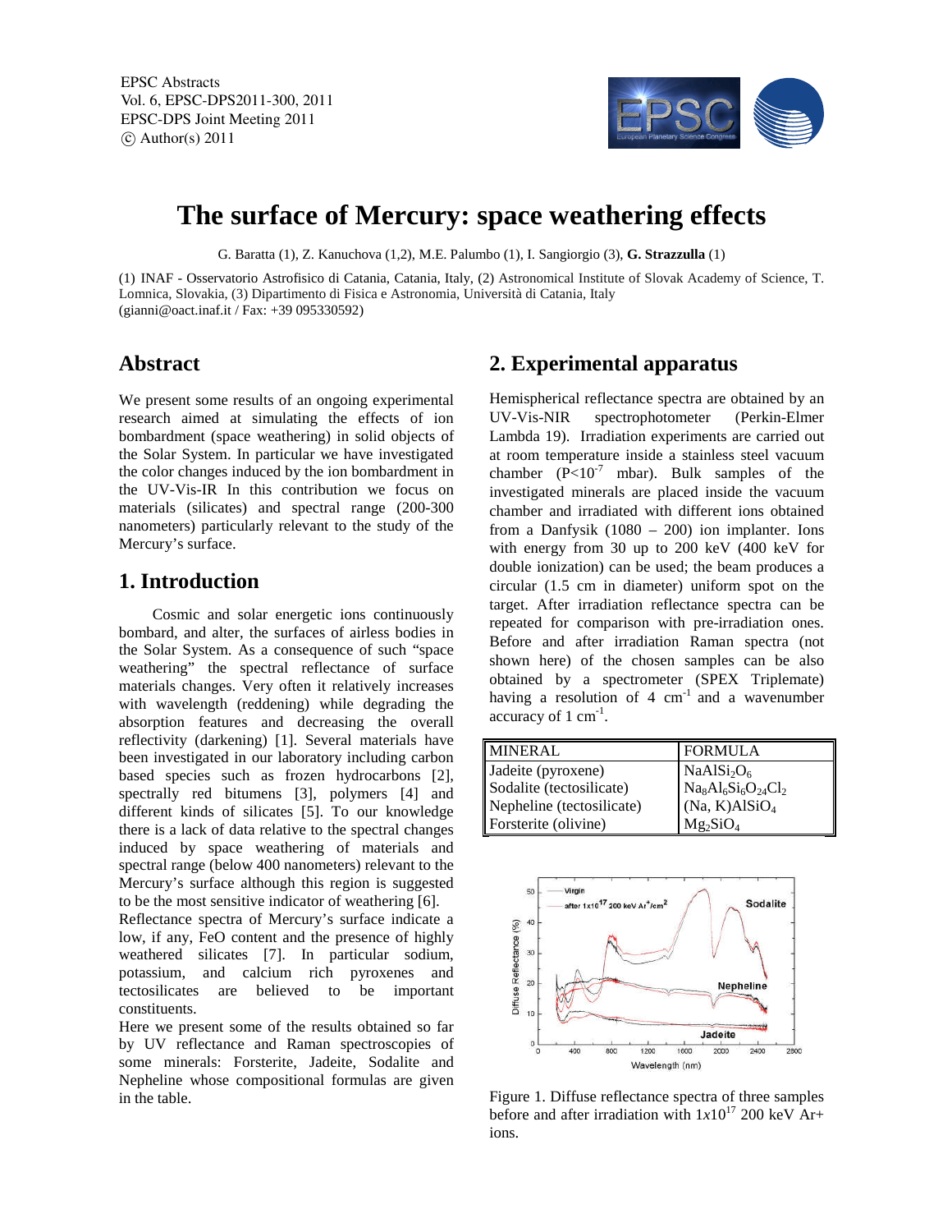# The surface of Mercury: space weathering effects

G. Baratta (1), Z. Kanuchova (1,2), M.E. Palumbo (1), I. Sangiorgio (3), **G. Strazzulla** (1)

(1) INAF - Osservatorio Astrofisico di Catania, Catania, Italy, (2) Astronomical Institute of Slovak Academy of Science, T. Lomnica, Slovakia, (3) Dipartimento di Fisica e Astronomia, Università di Catania, Italy
(gianni@oact.inaf.it / Fax: +39 095330592)

## Abstract

We present some results of an ongoing experimental research aimed at simulating the effects of ion bombardment (space weathering) in solid objects of the Solar System. In particular we have investigated the color changes induced by the ion bombardment in the UV-Vis-IR In this contribution we focus on materials (silicates) and spectral range (200-300 nanometers) particularly relevant to the study of the Mercury's surface.

## 1. Introduction

Cosmic and solar energetic ions continuously bombard, and alter, the surfaces of airless bodies in the Solar System. As a consequence of such "space weathering" the spectral reflectance of surface materials changes. Very often it relatively increases with wavelength (reddening) while degrading the absorption features and decreasing the overall reflectivity (darkening) [1]. Several materials have been investigated in our laboratory including carbon based species such as frozen hydrocarbons [2], spectrally red bitumens [3], polymers [4] and different kinds of silicates [5]. To our knowledge there is a lack of data relative to the spectral changes induced by space weathering of materials and spectral range (below 400 nanometers) relevant to the Mercury's surface although this region is suggested to be the most sensitive indicator of weathering [6].

Reflectance spectra of Mercury's surface indicate a low, if any, FeO content and the presence of highly weathered silicates [7]. In particular sodium, potassium, and calcium rich pyroxenes and tectosilicates are believed to be important constituents.

Here we present some of the results obtained so far by UV reflectance and Raman spectroscopies of some minerals: Forsterite, Jadeite, Sodalite and Nepheline whose compositional formulas are given in the table.

## 2. Experimental apparatus

Hemispherical reflectance spectra are obtained by an UV-Vis-NIR spectrophotometer (Perkin-Elmer Lambda 19). Irradiation experiments are carried out at room temperature inside a stainless steel vacuum chamber ($P<10^{-7}$ mbar). Bulk samples of the investigated minerals are placed inside the vacuum chamber and irradiated with different ions obtained from a Danfysik (1080 – 200) ion implanter. Ions with energy from 30 up to 200 keV (400 keV for double ionization) can be used; the beam produces a circular (1.5 cm in diameter) uniform spot on the target. After irradiation reflectance spectra can be repeated for comparison with pre-irradiation ones. Before and after irradiation Raman spectra (not shown here) of the chosen samples can be also obtained by a spectrometer (SPEX Triplemate) having a resolution of 4 $cm^{-1}$ and a wavenumber accuracy of 1 $cm^{-1}$.

| MINERAL | FORMULA |
|---|---|
| Jadeite (pyroxene) | $NaAlSi_2O_6$ |
| Sodalite (tectosilicate) | $Na_8Al_6Si_6O_{24}Cl_2$ |
| Nepheline (tectosilicate) | $(Na, K)AlSiO_4$ |
| Forsterite (olivine) | $Mg_2SiO_4$ |

Figure 1. Diffuse reflectance spectra of three samples before and after irradiation with $1x10^{17}$ 200 keV Ar+ ions.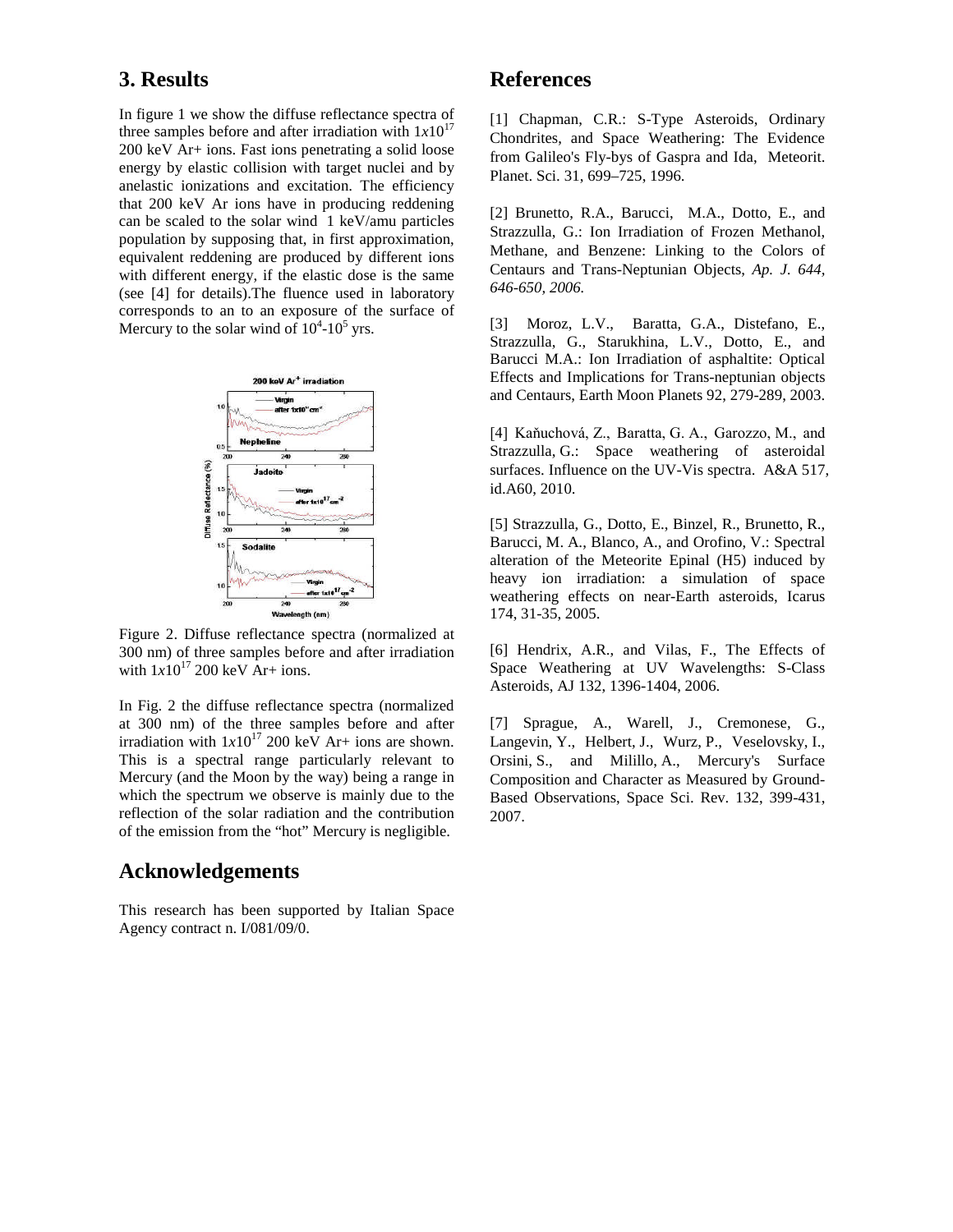## 3. Results

In figure 1 we show the diffuse reflectance spectra of three samples before and after irradiation with $1x10^{17}$ 200 keV Ar+ ions. Fast ions penetrating a solid loose energy by elastic collision with target nuclei and by anelastic ionizations and excitation. The efficiency that 200 keV Ar ions have in producing reddening can be scaled to the solar wind 1 keV/amu particles population by supposing that, in first approximation, equivalent reddening are produced by different ions with different energy, if the elastic dose is the same (see [4] for details).The fluence used in laboratory corresponds to an to an exposure of the surface of Mercury to the solar wind of $10^4$-$10^5$ yrs.

200 keV Ar+ irradiation

Virgin
after 1x10^17 cm^-2
Nepheline
Jadeite
Sodalite
Diffuse Reflectance (%)
Wavelength (nm)

Figure 2. Diffuse reflectance spectra (normalized at 300 nm) of three samples before and after irradiation with $1x10^{17}$ 200 keV Ar+ ions.

In Fig. 2 the diffuse reflectance spectra (normalized at 300 nm) of the three samples before and after irradiation with $1x10^{17}$ 200 keV Ar+ ions are shown. This is a spectral range particularly relevant to Mercury (and the Moon by the way) being a range in which the spectrum we observe is mainly due to the reflection of the solar radiation and the contribution of the emission from the "hot" Mercury is negligible.

## Acknowledgements

This research has been supported by Italian Space Agency contract n. I/081/09/0.

## References

[1] Chapman, C.R.: S-Type Asteroids, Ordinary Chondrites, and Space Weathering: The Evidence from Galileo's Fly-bys of Gaspra and Ida, Meteorit. Planet. Sci. 31, 699–725, 1996.

[2] Brunetto, R.A., Barucci, M.A., Dotto, E., and Strazzulla, G.: Ion Irradiation of Frozen Methanol, Methane, and Benzene: Linking to the Colors of Centaurs and Trans-Neptunian Objects, *Ap. J. 644, 646-650, 2006.*

[3] Moroz, L.V., Baratta, G.A., Distefano, E., Strazzulla, G., Starukhina, L.V., Dotto, E., and Barucci M.A.: Ion Irradiation of asphaltite: Optical Effects and Implications for Trans-neptunian objects and Centaurs, Earth Moon Planets 92, 279-289, 2003.

[4] Kaňuchová, Z., Baratta, G. A., Garozzo, M., and Strazzulla, G.: Space weathering of asteroidal surfaces. Influence on the UV-Vis spectra. A&A 517, id.A60, 2010.

[5] Strazzulla, G., Dotto, E., Binzel, R., Brunetto, R., Barucci, M. A., Blanco, A., and Orofino, V.: Spectral alteration of the Meteorite Epinal (H5) induced by heavy ion irradiation: a simulation of space weathering effects on near-Earth asteroids, Icarus 174, 31-35, 2005.

[6] Hendrix, A.R., and Vilas, F., The Effects of Space Weathering at UV Wavelengths: S-Class Asteroids, AJ 132, 1396-1404, 2006.

[7] Sprague, A., Warell, J., Cremonese, G., Langevin, Y., Helbert, J., Wurz, P., Veselovsky, I., Orsini, S., and Milillo, A., Mercury's Surface Composition and Character as Measured by Ground-Based Observations, Space Sci. Rev. 132, 399-431, 2007.